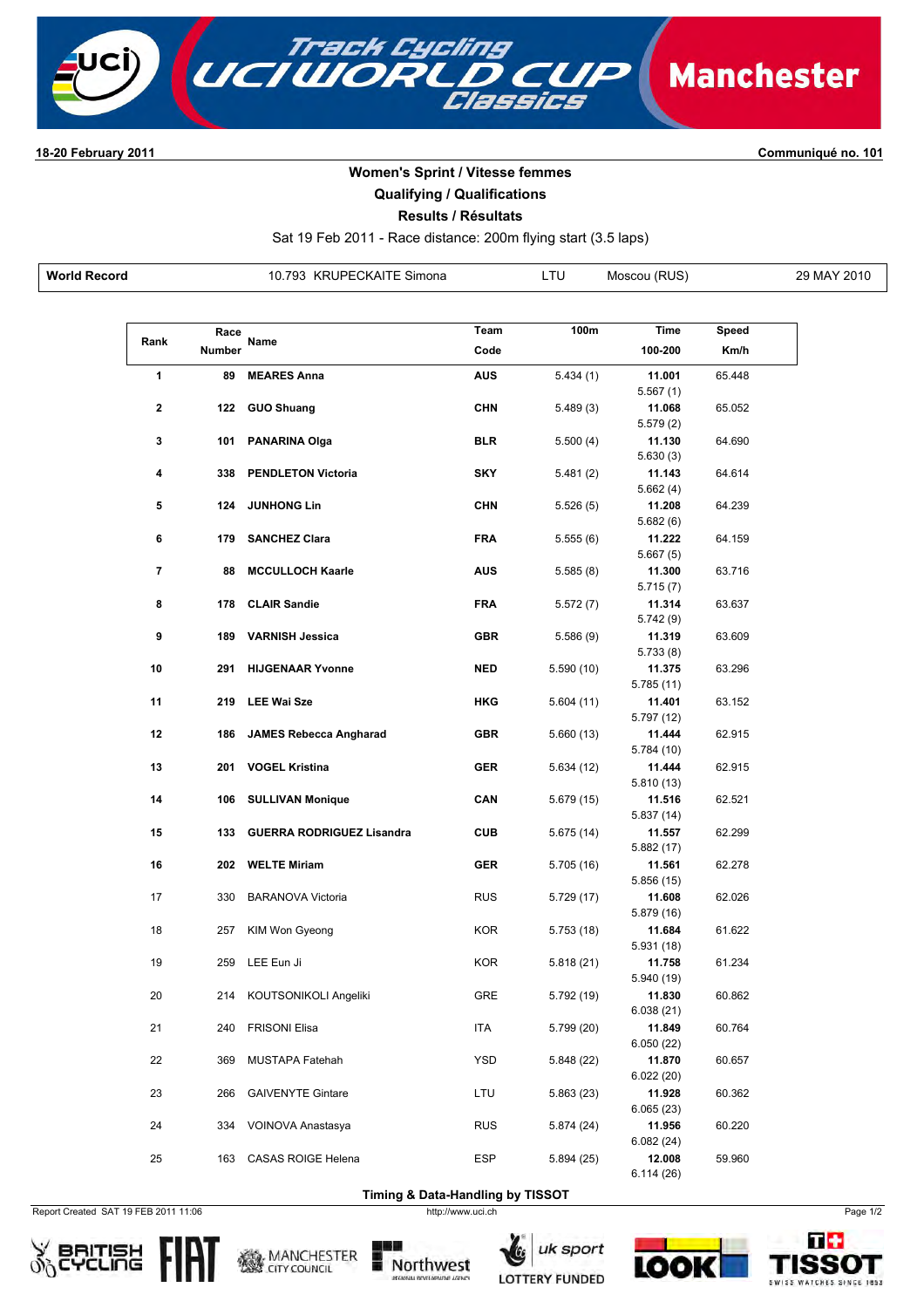**18-20 February 2011** | **Communiqué no. 101**

## Women's Sprint / Vitesse femmes

### Qualifying / Qualifications

### Results / Résultats

Sat 19 Feb 2011 - Race distance: 200m flying start (3.5 laps)

| **World Record** | 10.793 KRUPECKAITE Simona | LTU | Moscou (RUS) | 29 MAY 2010 |
|---|---|---|---|---|

| Rank | Race Number | Name | Team Code | 100m | Time / 100-200 | Speed Km/h |
|---|---|---|---|---|---|---|
| **1** | **89** | **MEARES Anna** | **AUS** | 5.434 (1) | **11.001** / 5.567 (1) | 65.448 |
| **2** | **122** | **GUO Shuang** | **CHN** | 5.489 (3) | **11.068** / 5.579 (2) | 65.052 |
| **3** | **101** | **PANARINA Olga** | **BLR** | 5.500 (4) | **11.130** / 5.630 (3) | 64.690 |
| **4** | **338** | **PENDLETON Victoria** | **SKY** | 5.481 (2) | **11.143** / 5.662 (4) | 64.614 |
| **5** | **124** | **JUNHONG Lin** | **CHN** | 5.526 (5) | **11.208** / 5.682 (6) | 64.239 |
| **6** | **179** | **SANCHEZ Clara** | **FRA** | 5.555 (6) | **11.222** / 5.667 (5) | 64.159 |
| **7** | **88** | **MCCULLOCH Kaarle** | **AUS** | 5.585 (8) | **11.300** / 5.715 (7) | 63.716 |
| **8** | **178** | **CLAIR Sandie** | **FRA** | 5.572 (7) | **11.314** / 5.742 (9) | 63.637 |
| **9** | **189** | **VARNISH Jessica** | **GBR** | 5.586 (9) | **11.319** / 5.733 (8) | 63.609 |
| **10** | **291** | **HIJGENAAR Yvonne** | **NED** | 5.590 (10) | **11.375** / 5.785 (11) | 63.296 |
| **11** | **219** | **LEE Wai Sze** | **HKG** | 5.604 (11) | **11.401** / 5.797 (12) | 63.152 |
| **12** | **186** | **JAMES Rebecca Angharad** | **GBR** | 5.660 (13) | **11.444** / 5.784 (10) | 62.915 |
| **13** | **201** | **VOGEL Kristina** | **GER** | 5.634 (12) | **11.444** / 5.810 (13) | 62.915 |
| **14** | **106** | **SULLIVAN Monique** | **CAN** | 5.679 (15) | **11.516** / 5.837 (14) | 62.521 |
| **15** | **133** | **GUERRA RODRIGUEZ Lisandra** | **CUB** | 5.675 (14) | **11.557** / 5.882 (17) | 62.299 |
| **16** | **202** | **WELTE Miriam** | **GER** | 5.705 (16) | **11.561** / 5.856 (15) | 62.278 |
| 17 | 330 | BARANOVA Victoria | RUS | 5.729 (17) | **11.608** / 5.879 (16) | 62.026 |
| 18 | 257 | KIM Won Gyeong | KOR | 5.753 (18) | **11.684** / 5.931 (18) | 61.622 |
| 19 | 259 | LEE Eun Ji | KOR | 5.818 (21) | **11.758** / 5.940 (19) | 61.234 |
| 20 | 214 | KOUTSONIKOLI Angeliki | GRE | 5.792 (19) | **11.830** / 6.038 (21) | 60.862 |
| 21 | 240 | FRISONI Elisa | ITA | 5.799 (20) | **11.849** / 6.050 (22) | 60.764 |
| 22 | 369 | MUSTAPA Fatehah | YSD | 5.848 (22) | **11.870** / 6.022 (20) | 60.657 |
| 23 | 266 | GAIVENYTE Gintare | LTU | 5.863 (23) | **11.928** / 6.065 (23) | 60.362 |
| 24 | 334 | VOINOVA Anastasya | RUS | 5.874 (24) | **11.956** / 6.082 (24) | 60.220 |
| 25 | 163 | CASAS ROIGE Helena | ESP | 5.894 (25) | **12.008** / 6.114 (26) | 59.960 |

**Timing & Data-Handling by TISSOT**

Report Created SAT 19 FEB 2011 11:06 — http://www.uci.ch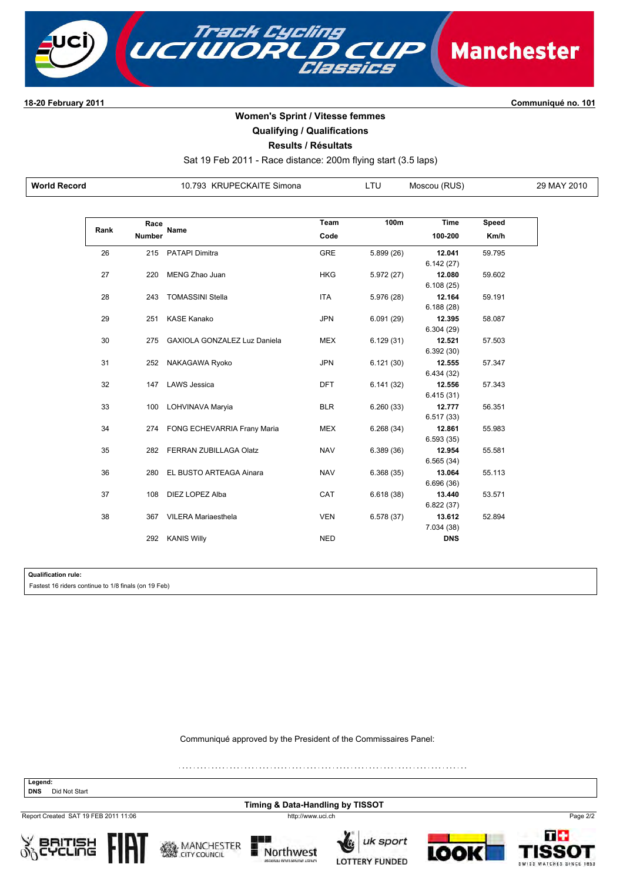**18-20 February 2011** | **Communiqué no. 101**

## Women's Sprint / Vitesse femmes

### Qualifying / Qualifications

### Results / Résultats

Sat 19 Feb 2011 - Race distance: 200m flying start (3.5 laps)

| **World Record** | 10.793 KRUPECKAITE Simona | LTU | Moscou (RUS) | 29 MAY 2010 |
|---|---|---|---|---|

| Rank | Race Number | Name | Team Code | 100m | Time 100-200 | Speed Km/h |
|---|---|---|---|---|---|---|
| 26 | 215 | PATAPI Dimitra | GRE | 5.899 (26) | **12.041** 6.142 (27) | 59.795 |
| 27 | 220 | MENG Zhao Juan | HKG | 5.972 (27) | **12.080** 6.108 (25) | 59.602 |
| 28 | 243 | TOMASSINI Stella | ITA | 5.976 (28) | **12.164** 6.188 (28) | 59.191 |
| 29 | 251 | KASE Kanako | JPN | 6.091 (29) | **12.395** 6.304 (29) | 58.087 |
| 30 | 275 | GAXIOLA GONZALEZ Luz Daniela | MEX | 6.129 (31) | **12.521** 6.392 (30) | 57.503 |
| 31 | 252 | NAKAGAWA Ryoko | JPN | 6.121 (30) | **12.555** 6.434 (32) | 57.347 |
| 32 | 147 | LAWS Jessica | DFT | 6.141 (32) | **12.556** 6.415 (31) | 57.343 |
| 33 | 100 | LOHVINAVA Maryia | BLR | 6.260 (33) | **12.777** 6.517 (33) | 56.351 |
| 34 | 274 | FONG ECHEVARRIA Frany Maria | MEX | 6.268 (34) | **12.861** 6.593 (35) | 55.983 |
| 35 | 282 | FERRAN ZUBILLAGA Olatz | NAV | 6.389 (36) | **12.954** 6.565 (34) | 55.581 |
| 36 | 280 | EL BUSTO ARTEAGA Ainara | NAV | 6.368 (35) | **13.064** 6.696 (36) | 55.113 |
| 37 | 108 | DIEZ LOPEZ Alba | CAT | 6.618 (38) | **13.440** 6.822 (37) | 53.571 |
| 38 | 367 | VILERA Mariaesthela | VEN | 6.578 (37) | **13.612** 7.034 (38) | 52.894 |
| | 292 | KANIS Willy | NED | | **DNS** | |

**Qualification rule:**
Fastest 16 riders continue to 1/8 finals (on 19 Feb)

Communiqué approved by the President of the Commissaires Panel:

**Legend:**
**DNS** Did Not Start

**Timing & Data-Handling by TISSOT**

Report Created SAT 19 FEB 2011 11:06

http://www.uci.ch